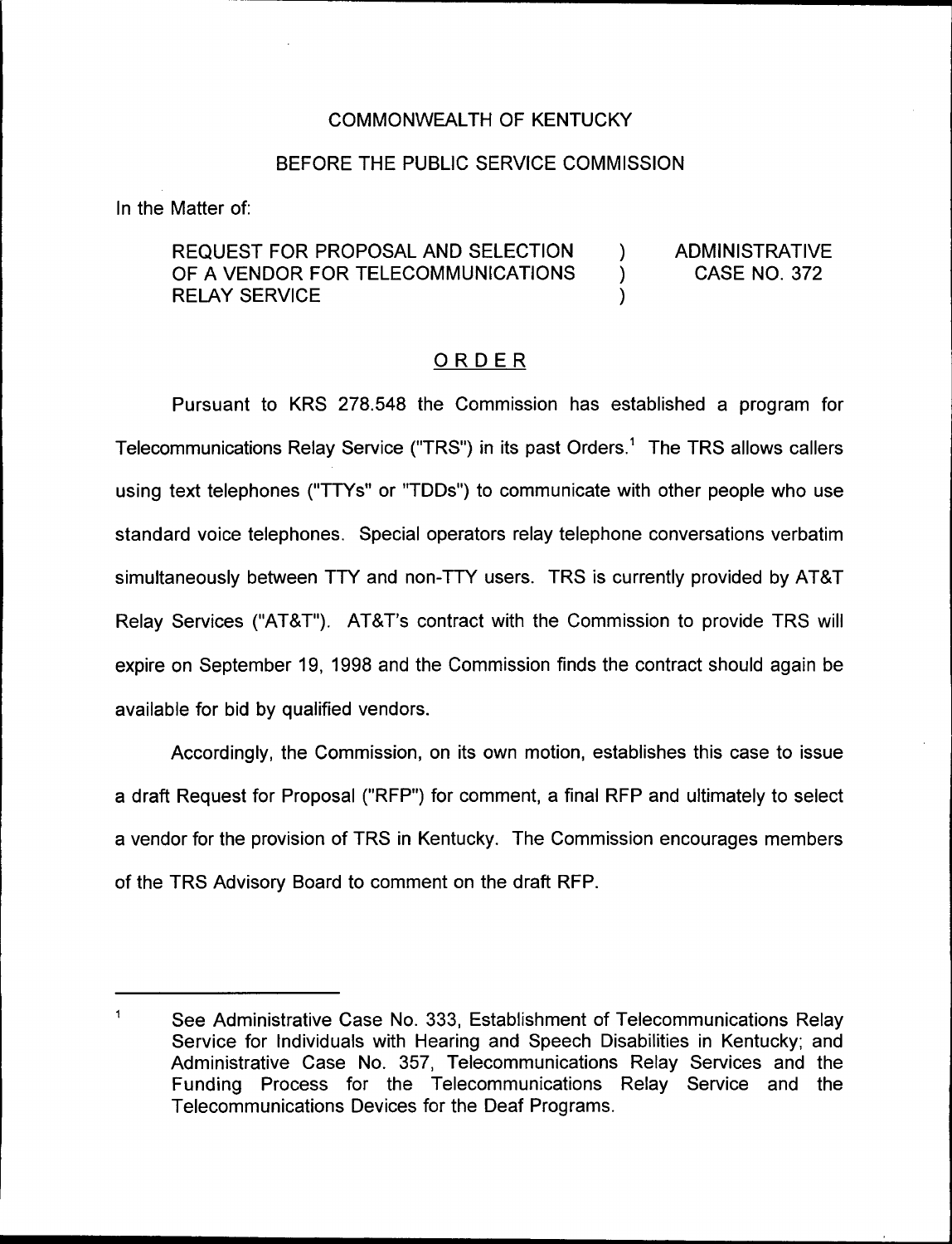COMMONWEALTH OF KENTUCKY

BEFORE THE PUBLIC SERVICE COMMISSION

In the Matter of:

| | | |
|---|---|---|
| REQUEST FOR PROPOSAL AND SELECTION OF A VENDOR FOR TELECOMMUNICATIONS RELAY SERVICE | ) ) ) | ADMINISTRATIVE CASE NO. 372 |

## ORDER

Pursuant to KRS 278.548 the Commission has established a program for Telecommunications Relay Service ("TRS") in its past Orders.[1] The TRS allows callers using text telephones ("TTYs" or "TDDs") to communicate with other people who use standard voice telephones. Special operators relay telephone conversations verbatim simultaneously between TTY and non-TTY users. TRS is currently provided by AT&T Relay Services ("AT&T"). AT&T's contract with the Commission to provide TRS will expire on September 19, 1998 and the Commission finds the contract should again be available for bid by qualified vendors.

Accordingly, the Commission, on its own motion, establishes this case to issue a draft Request for Proposal ("RFP") for comment, a final RFP and ultimately to select a vendor for the provision of TRS in Kentucky. The Commission encourages members of the TRS Advisory Board to comment on the draft RFP.

[1] See Administrative Case No. 333, Establishment of Telecommunications Relay Service for Individuals with Hearing and Speech Disabilities in Kentucky; and Administrative Case No. 357, Telecommunications Relay Services and the Funding Process for the Telecommunications Relay Service and the Telecommunications Devices for the Deaf Programs.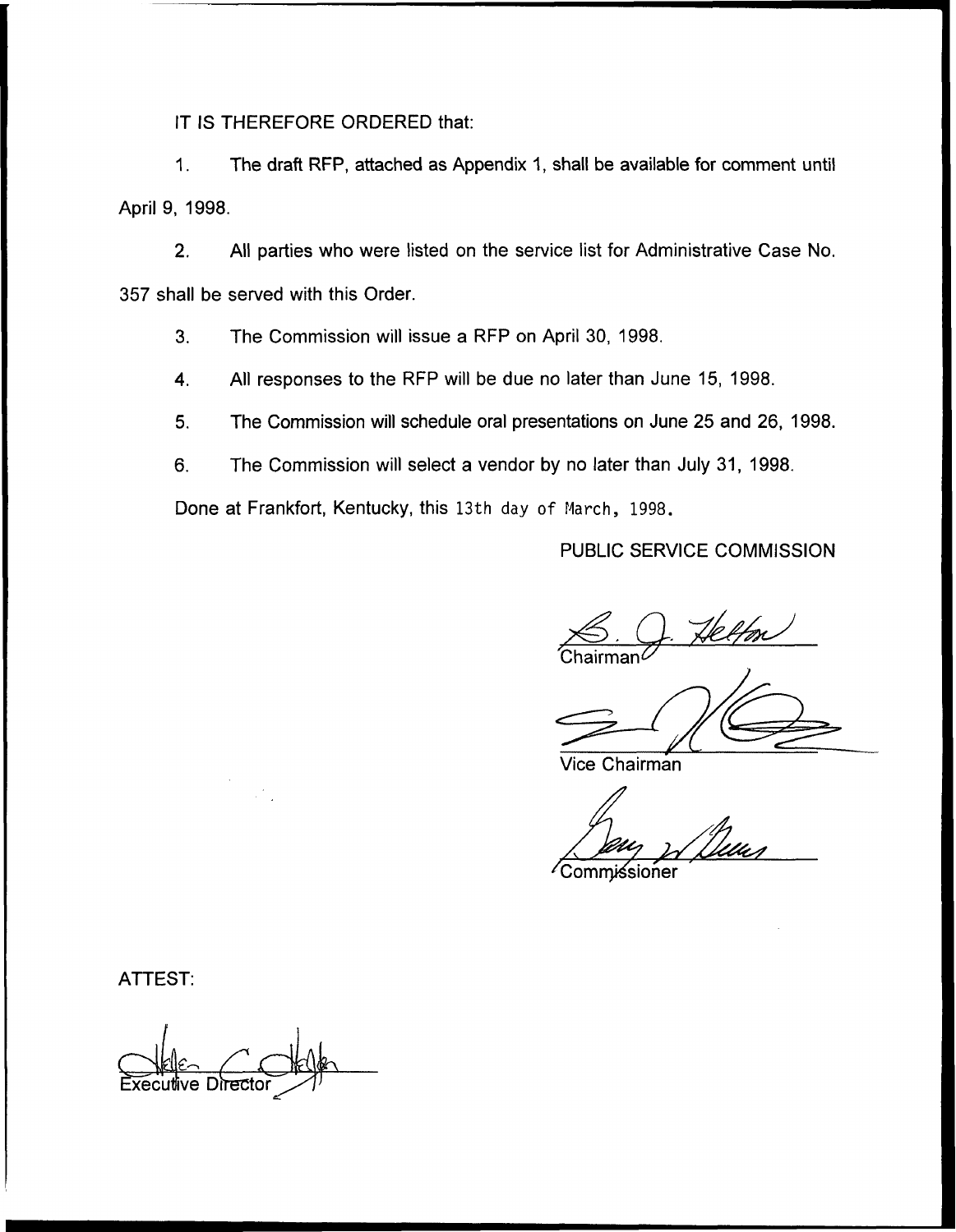IT IS THEREFORE ORDERED that:

1. The draft RFP, attached as Appendix 1, shall be available for comment until April 9, 1998.

2. All parties who were listed on the service list for Administrative Case No. 357 shall be served with this Order.

3. The Commission will issue a RFP on April 30, 1998.

4. All responses to the RFP will be due no later than June 15, 1998.

5. The Commission will schedule oral presentations on June 25 and 26, 1998.

6. The Commission will select a vendor by no later than July 31, 1998.

Done at Frankfort, Kentucky, this 13th day of March, 1998.

PUBLIC SERVICE COMMISSION

Chairman

Vice Chairman

Commissioner

ATTEST:

Executive Director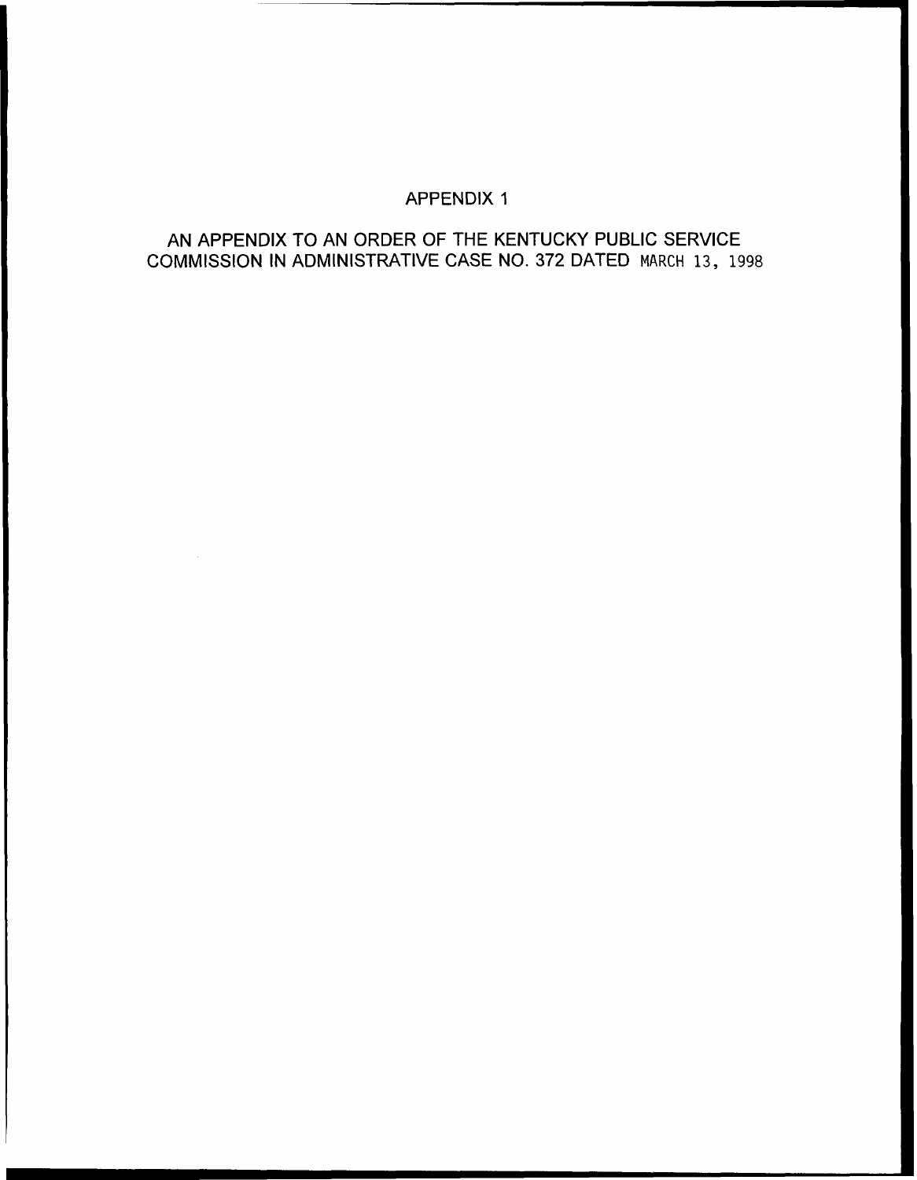# APPENDIX 1

AN APPENDIX TO AN ORDER OF THE KENTUCKY PUBLIC SERVICE COMMISSION IN ADMINISTRATIVE CASE NO. 372 DATED MARCH 13, 1998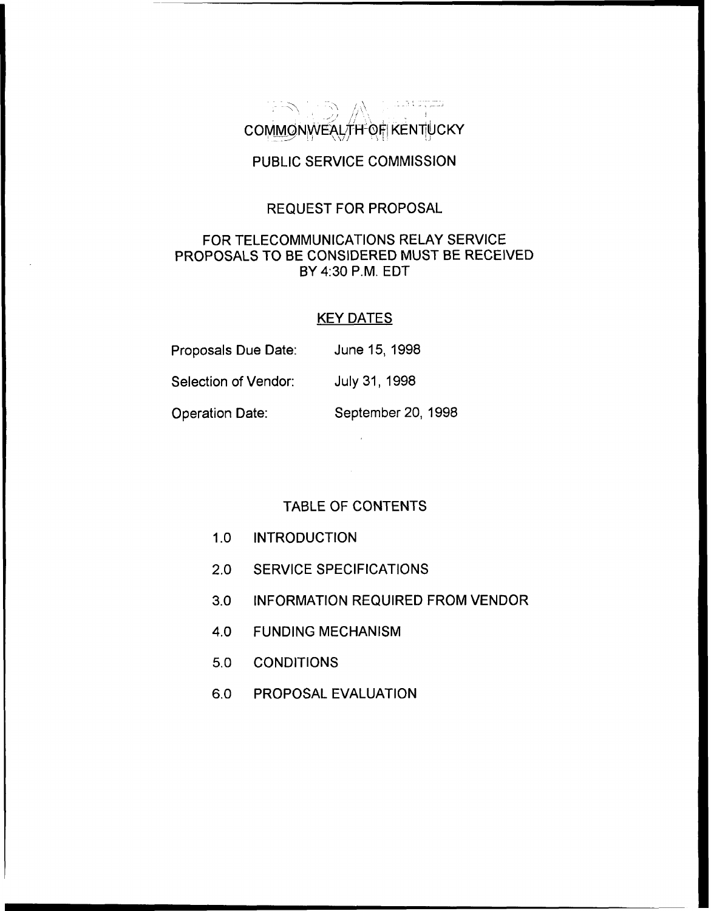# COMMONWEALTH OF KENTUCKY

## PUBLIC SERVICE COMMISSION

## REQUEST FOR PROPOSAL

## FOR TELECOMMUNICATIONS RELAY SERVICE PROPOSALS TO BE CONSIDERED MUST BE RECEIVED BY 4:30 P.M. EDT

### KEY DATES

| | |
|---|---|
| Proposals Due Date: | June 15, 1998 |
| Selection of Vendor: | July 31, 1998 |
| Operation Date: | September 20, 1998 |

### TABLE OF CONTENTS

1.0 INTRODUCTION

2.0 SERVICE SPECIFICATIONS

3.0 INFORMATION REQUIRED FROM VENDOR

4.0 FUNDING MECHANISM

5.0 CONDITIONS

6.0 PROPOSAL EVALUATION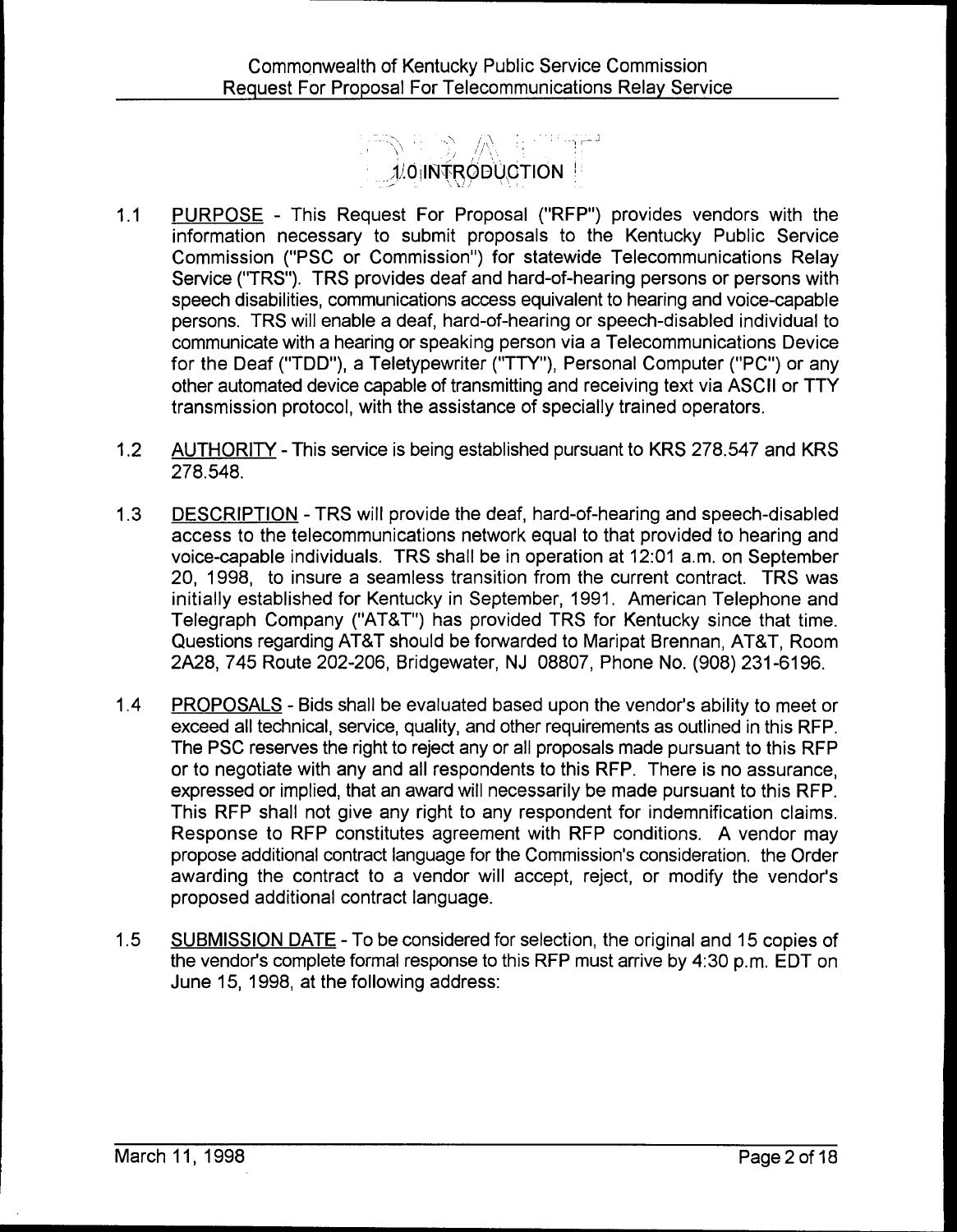# 1.0 INTRODUCTION

1.1 PURPOSE - This Request For Proposal ("RFP") provides vendors with the information necessary to submit proposals to the Kentucky Public Service Commission ("PSC or Commission") for statewide Telecommunications Relay Service ("TRS"). TRS provides deaf and hard-of-hearing persons or persons with speech disabilities, communications access equivalent to hearing and voice-capable persons. TRS will enable a deaf, hard-of-hearing or speech-disabled individual to communicate with a hearing or speaking person via a Telecommunications Device for the Deaf ("TDD"), a Teletypewriter ("TTY"), Personal Computer ("PC") or any other automated device capable of transmitting and receiving text via ASCII or TTY transmission protocol, with the assistance of specially trained operators.

1.2 AUTHORITY - This service is being established pursuant to KRS 278.547 and KRS 278.548.

1.3 DESCRIPTION - TRS will provide the deaf, hard-of-hearing and speech-disabled access to the telecommunications network equal to that provided to hearing and voice-capable individuals. TRS shall be in operation at 12:01 a.m. on September 20, 1998, to insure a seamless transition from the current contract. TRS was initially established for Kentucky in September, 1991. American Telephone and Telegraph Company ("AT&T") has provided TRS for Kentucky since that time. Questions regarding AT&T should be forwarded to Maripat Brennan, AT&T, Room 2A28, 745 Route 202-206, Bridgewater, NJ 08807, Phone No. (908) 231-6196.

1.4 PROPOSALS - Bids shall be evaluated based upon the vendor's ability to meet or exceed all technical, service, quality, and other requirements as outlined in this RFP. The PSC reserves the right to reject any or all proposals made pursuant to this RFP or to negotiate with any and all respondents to this RFP. There is no assurance, expressed or implied, that an award will necessarily be made pursuant to this RFP. This RFP shall not give any right to any respondent for indemnification claims. Response to RFP constitutes agreement with RFP conditions. A vendor may propose additional contract language for the Commission's consideration. the Order awarding the contract to a vendor will accept, reject, or modify the vendor's proposed additional contract language.

1.5 SUBMISSION DATE - To be considered for selection, the original and 15 copies of the vendor's complete formal response to this RFP must arrive by 4:30 p.m. EDT on June 15, 1998, at the following address: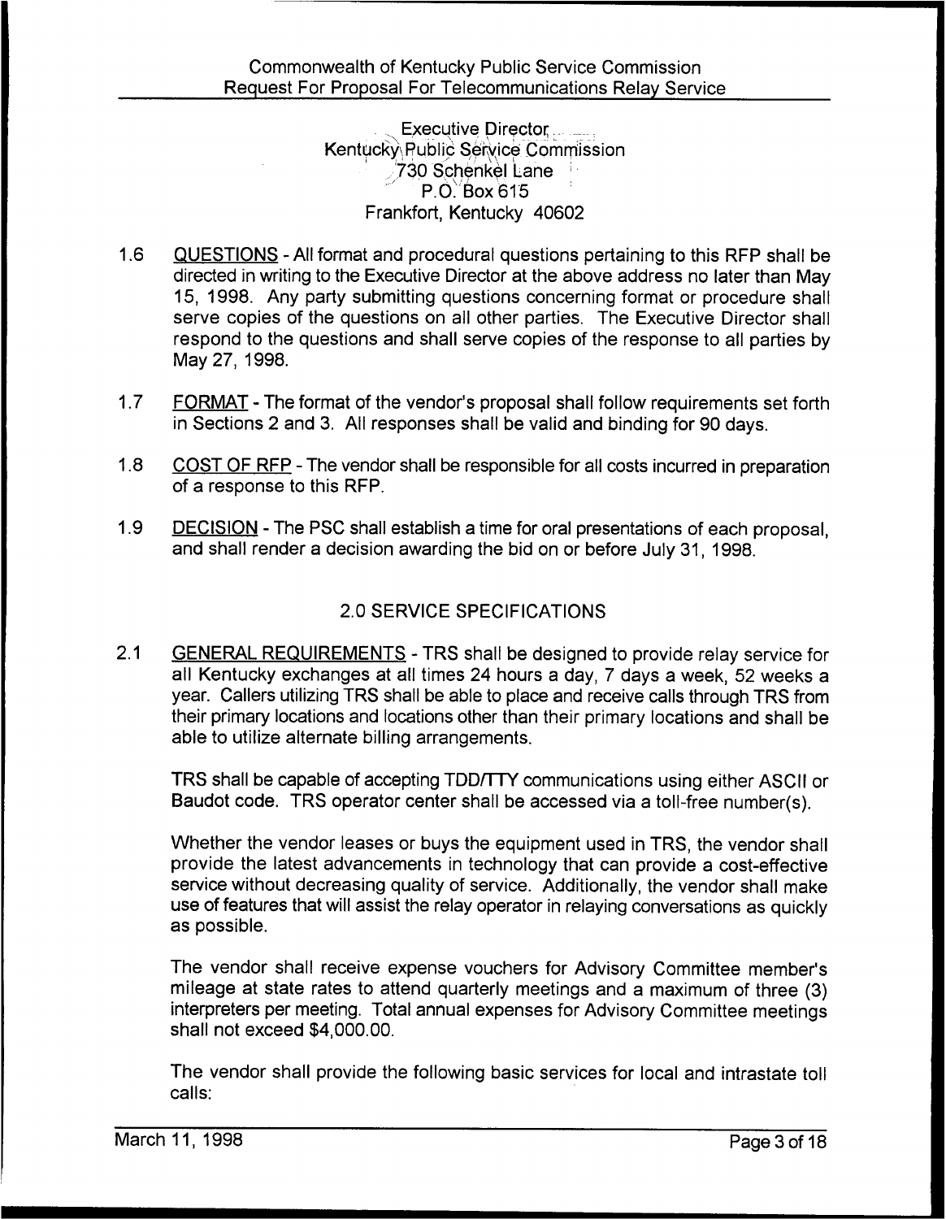Executive Director
Kentucky Public Service Commission
730 Schenkel Lane
P.O. Box 615
Frankfort, Kentucky 40602

1.6 QUESTIONS - All format and procedural questions pertaining to this RFP shall be directed in writing to the Executive Director at the above address no later than May 15, 1998. Any party submitting questions concerning format or procedure shall serve copies of the questions on all other parties. The Executive Director shall respond to the questions and shall serve copies of the response to all parties by May 27, 1998.

1.7 FORMAT - The format of the vendor's proposal shall follow requirements set forth in Sections 2 and 3. All responses shall be valid and binding for 90 days.

1.8 COST OF RFP - The vendor shall be responsible for all costs incurred in preparation of a response to this RFP.

1.9 DECISION - The PSC shall establish a time for oral presentations of each proposal, and shall render a decision awarding the bid on or before July 31, 1998.

## 2.0 SERVICE SPECIFICATIONS

2.1 GENERAL REQUIREMENTS - TRS shall be designed to provide relay service for all Kentucky exchanges at all times 24 hours a day, 7 days a week, 52 weeks a year. Callers utilizing TRS shall be able to place and receive calls through TRS from their primary locations and locations other than their primary locations and shall be able to utilize alternate billing arrangements.

TRS shall be capable of accepting TDD/TTY communications using either ASCII or Baudot code. TRS operator center shall be accessed via a toll-free number(s).

Whether the vendor leases or buys the equipment used in TRS, the vendor shall provide the latest advancements in technology that can provide a cost-effective service without decreasing quality of service. Additionally, the vendor shall make use of features that will assist the relay operator in relaying conversations as quickly as possible.

The vendor shall receive expense vouchers for Advisory Committee member's mileage at state rates to attend quarterly meetings and a maximum of three (3) interpreters per meeting. Total annual expenses for Advisory Committee meetings shall not exceed $4,000.00.

The vendor shall provide the following basic services for local and intrastate toll calls: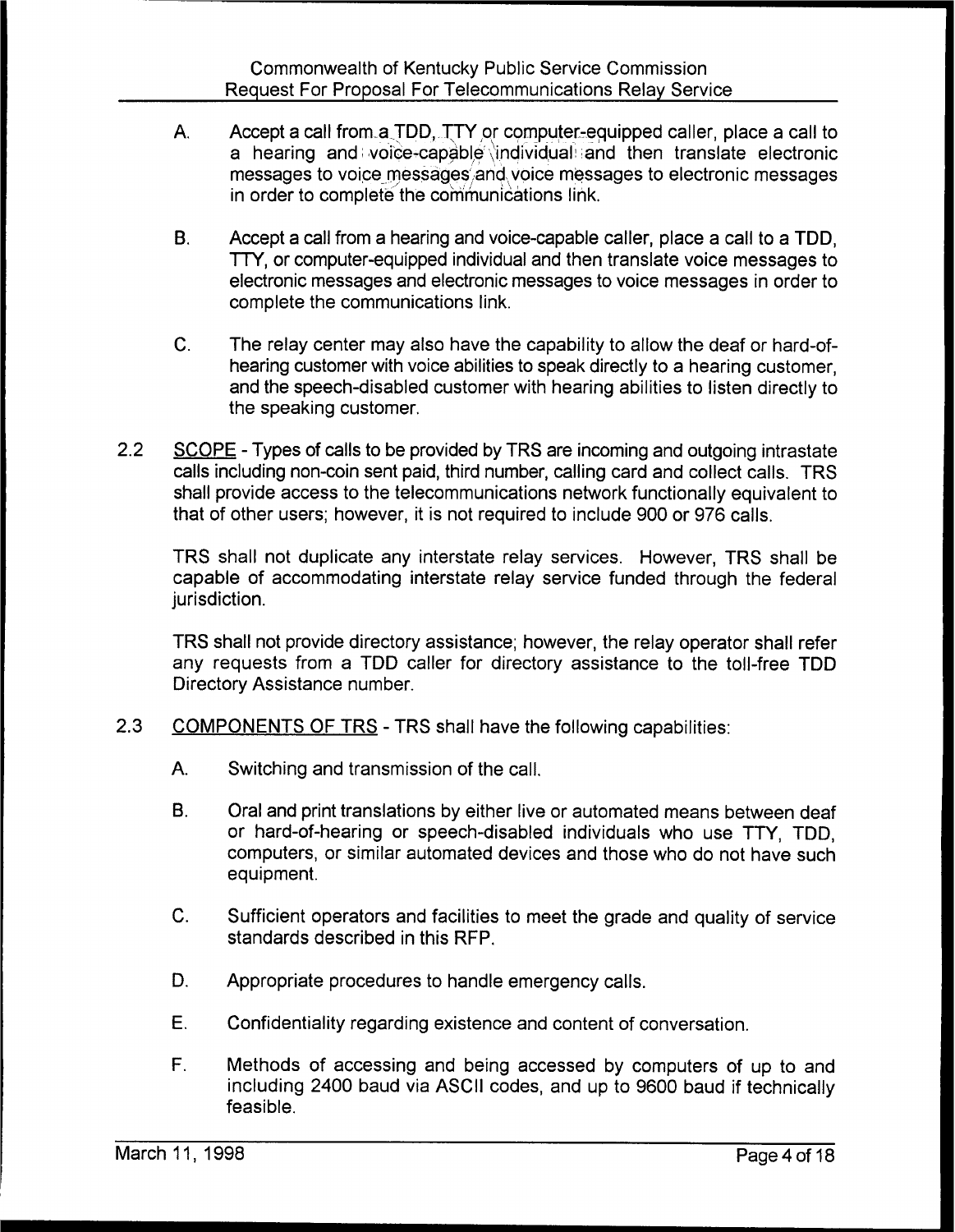A. Accept a call from a TDD, TTY or computer-equipped caller, place a call to a hearing and voice-capable individual and then translate electronic messages to voice messages and voice messages to electronic messages in order to complete the communications link.

B. Accept a call from a hearing and voice-capable caller, place a call to a TDD, TTY, or computer-equipped individual and then translate voice messages to electronic messages and electronic messages to voice messages in order to complete the communications link.

C. The relay center may also have the capability to allow the deaf or hard-of-hearing customer with voice abilities to speak directly to a hearing customer, and the speech-disabled customer with hearing abilities to listen directly to the speaking customer.

2.2 SCOPE - Types of calls to be provided by TRS are incoming and outgoing intrastate calls including non-coin sent paid, third number, calling card and collect calls. TRS shall provide access to the telecommunications network functionally equivalent to that of other users; however, it is not required to include 900 or 976 calls.

TRS shall not duplicate any interstate relay services. However, TRS shall be capable of accommodating interstate relay service funded through the federal jurisdiction.

TRS shall not provide directory assistance; however, the relay operator shall refer any requests from a TDD caller for directory assistance to the toll-free TDD Directory Assistance number.

2.3 COMPONENTS OF TRS - TRS shall have the following capabilities:

A. Switching and transmission of the call.

B. Oral and print translations by either live or automated means between deaf or hard-of-hearing or speech-disabled individuals who use TTY, TDD, computers, or similar automated devices and those who do not have such equipment.

C. Sufficient operators and facilities to meet the grade and quality of service standards described in this RFP.

D. Appropriate procedures to handle emergency calls.

E. Confidentiality regarding existence and content of conversation.

F. Methods of accessing and being accessed by computers of up to and including 2400 baud via ASCII codes, and up to 9600 baud if technically feasible.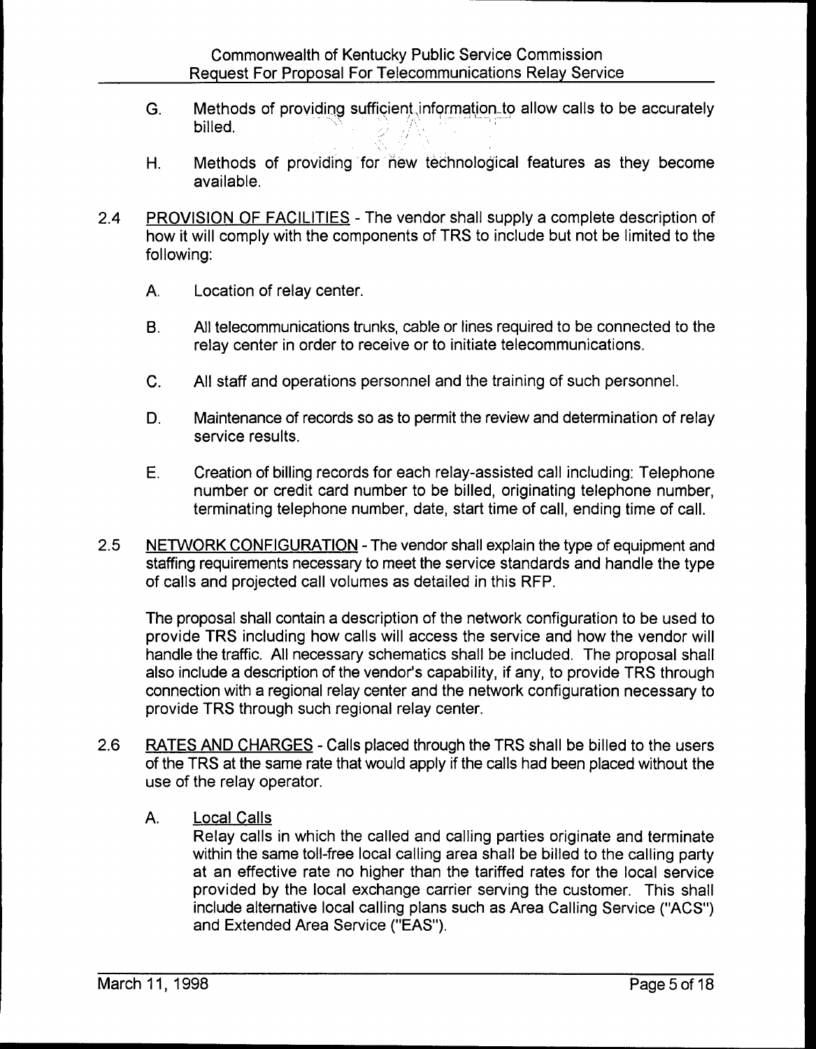G. Methods of providing sufficient information to allow calls to be accurately billed.

H. Methods of providing for new technological features as they become available.

2.4 PROVISION OF FACILITIES - The vendor shall supply a complete description of how it will comply with the components of TRS to include but not be limited to the following:

A. Location of relay center.

B. All telecommunications trunks, cable or lines required to be connected to the relay center in order to receive or to initiate telecommunications.

C. All staff and operations personnel and the training of such personnel.

D. Maintenance of records so as to permit the review and determination of relay service results.

E. Creation of billing records for each relay-assisted call including: Telephone number or credit card number to be billed, originating telephone number, terminating telephone number, date, start time of call, ending time of call.

2.5 NETWORK CONFIGURATION - The vendor shall explain the type of equipment and staffing requirements necessary to meet the service standards and handle the type of calls and projected call volumes as detailed in this RFP.

The proposal shall contain a description of the network configuration to be used to provide TRS including how calls will access the service and how the vendor will handle the traffic. All necessary schematics shall be included. The proposal shall also include a description of the vendor's capability, if any, to provide TRS through connection with a regional relay center and the network configuration necessary to provide TRS through such regional relay center.

2.6 RATES AND CHARGES - Calls placed through the TRS shall be billed to the users of the TRS at the same rate that would apply if the calls had been placed without the use of the relay operator.

A. Local Calls

Relay calls in which the called and calling parties originate and terminate within the same toll-free local calling area shall be billed to the calling party at an effective rate no higher than the tariffed rates for the local service provided by the local exchange carrier serving the customer. This shall include alternative local calling plans such as Area Calling Service ("ACS") and Extended Area Service ("EAS").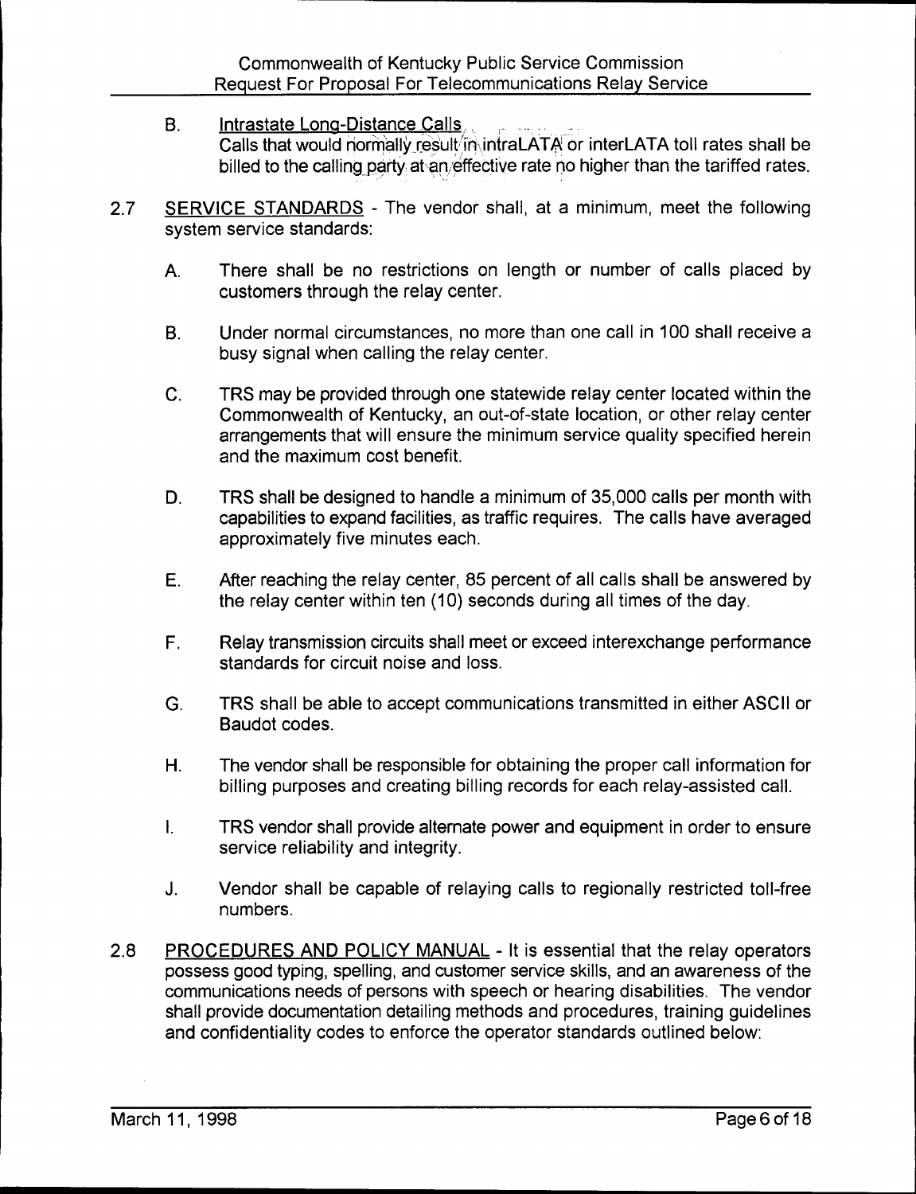B. Intrastate Long-Distance Calls
Calls that would normally result in intraLATA or interLATA toll rates shall be billed to the calling party at an effective rate no higher than the tariffed rates.

2.7 SERVICE STANDARDS - The vendor shall, at a minimum, meet the following system service standards:

A. There shall be no restrictions on length or number of calls placed by customers through the relay center.

B. Under normal circumstances, no more than one call in 100 shall receive a busy signal when calling the relay center.

C. TRS may be provided through one statewide relay center located within the Commonwealth of Kentucky, an out-of-state location, or other relay center arrangements that will ensure the minimum service quality specified herein and the maximum cost benefit.

D. TRS shall be designed to handle a minimum of 35,000 calls per month with capabilities to expand facilities, as traffic requires. The calls have averaged approximately five minutes each.

E. After reaching the relay center, 85 percent of all calls shall be answered by the relay center within ten (10) seconds during all times of the day.

F. Relay transmission circuits shall meet or exceed interexchange performance standards for circuit noise and loss.

G. TRS shall be able to accept communications transmitted in either ASCII or Baudot codes.

H. The vendor shall be responsible for obtaining the proper call information for billing purposes and creating billing records for each relay-assisted call.

I. TRS vendor shall provide alternate power and equipment in order to ensure service reliability and integrity.

J. Vendor shall be capable of relaying calls to regionally restricted toll-free numbers.

2.8 PROCEDURES AND POLICY MANUAL - It is essential that the relay operators possess good typing, spelling, and customer service skills, and an awareness of the communications needs of persons with speech or hearing disabilities. The vendor shall provide documentation detailing methods and procedures, training guidelines and confidentiality codes to enforce the operator standards outlined below: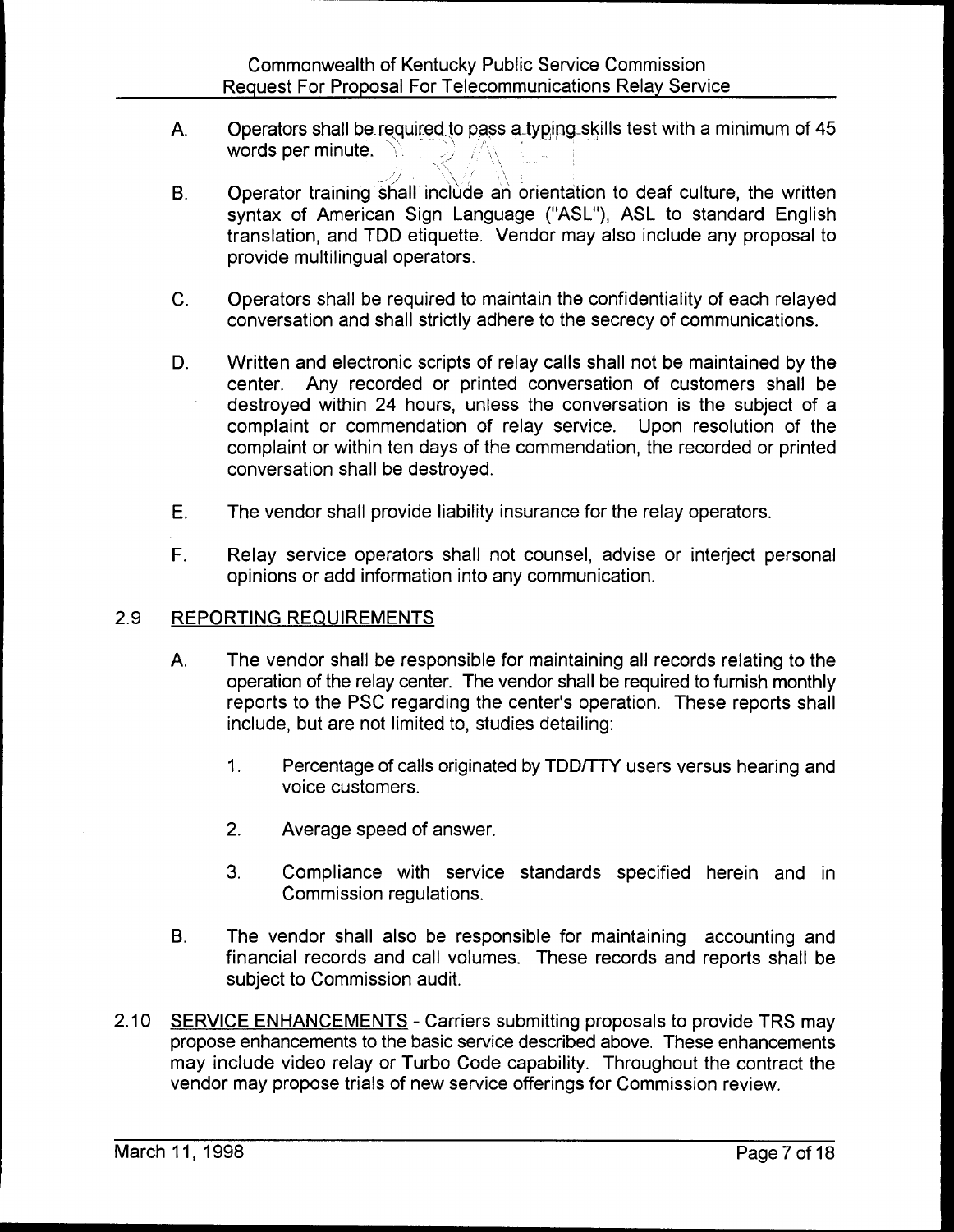A. Operators shall be required to pass a typing skills test with a minimum of 45 words per minute.

B. Operator training shall include an orientation to deaf culture, the written syntax of American Sign Language ("ASL"), ASL to standard English translation, and TDD etiquette. Vendor may also include any proposal to provide multilingual operators.

C. Operators shall be required to maintain the confidentiality of each relayed conversation and shall strictly adhere to the secrecy of communications.

D. Written and electronic scripts of relay calls shall not be maintained by the center. Any recorded or printed conversation of customers shall be destroyed within 24 hours, unless the conversation is the subject of a complaint or commendation of relay service. Upon resolution of the complaint or within ten days of the commendation, the recorded or printed conversation shall be destroyed.

E. The vendor shall provide liability insurance for the relay operators.

F. Relay service operators shall not counsel, advise or interject personal opinions or add information into any communication.

## 2.9 REPORTING REQUIREMENTS

A. The vendor shall be responsible for maintaining all records relating to the operation of the relay center. The vendor shall be required to furnish monthly reports to the PSC regarding the center's operation. These reports shall include, but are not limited to, studies detailing:

1. Percentage of calls originated by TDD/TTY users versus hearing and voice customers.
2. Average speed of answer.
3. Compliance with service standards specified herein and in Commission regulations.

B. The vendor shall also be responsible for maintaining accounting and financial records and call volumes. These records and reports shall be subject to Commission audit.

2.10 SERVICE ENHANCEMENTS - Carriers submitting proposals to provide TRS may propose enhancements to the basic service described above. These enhancements may include video relay or Turbo Code capability. Throughout the contract the vendor may propose trials of new service offerings for Commission review.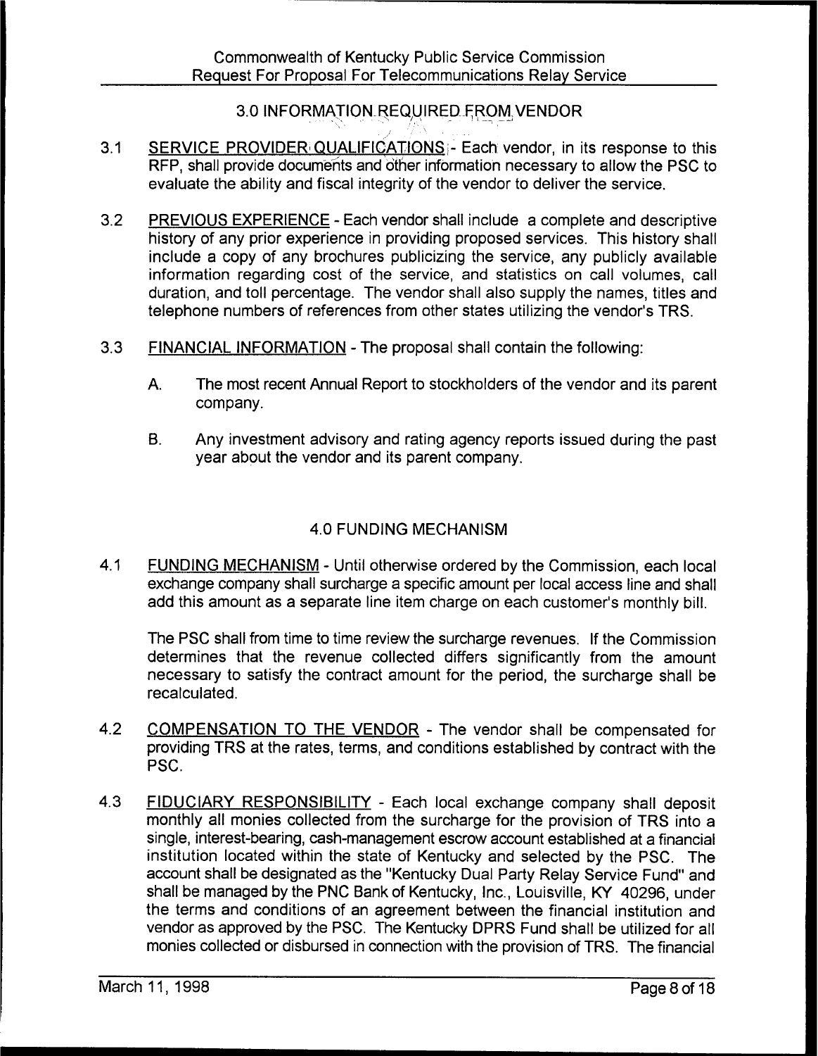## 3.0 INFORMATION REQUIRED FROM VENDOR

3.1 SERVICE PROVIDER QUALIFICATIONS - Each vendor, in its response to this RFP, shall provide documents and other information necessary to allow the PSC to evaluate the ability and fiscal integrity of the vendor to deliver the service.

3.2 PREVIOUS EXPERIENCE - Each vendor shall include a complete and descriptive history of any prior experience in providing proposed services. This history shall include a copy of any brochures publicizing the service, any publicly available information regarding cost of the service, and statistics on call volumes, call duration, and toll percentage. The vendor shall also supply the names, titles and telephone numbers of references from other states utilizing the vendor's TRS.

3.3 FINANCIAL INFORMATION - The proposal shall contain the following:

A. The most recent Annual Report to stockholders of the vendor and its parent company.

B. Any investment advisory and rating agency reports issued during the past year about the vendor and its parent company.

## 4.0 FUNDING MECHANISM

4.1 FUNDING MECHANISM - Until otherwise ordered by the Commission, each local exchange company shall surcharge a specific amount per local access line and shall add this amount as a separate line item charge on each customer's monthly bill.

The PSC shall from time to time review the surcharge revenues. If the Commission determines that the revenue collected differs significantly from the amount necessary to satisfy the contract amount for the period, the surcharge shall be recalculated.

4.2 COMPENSATION TO THE VENDOR - The vendor shall be compensated for providing TRS at the rates, terms, and conditions established by contract with the PSC.

4.3 FIDUCIARY RESPONSIBILITY - Each local exchange company shall deposit monthly all monies collected from the surcharge for the provision of TRS into a single, interest-bearing, cash-management escrow account established at a financial institution located within the state of Kentucky and selected by the PSC. The account shall be designated as the "Kentucky Dual Party Relay Service Fund" and shall be managed by the PNC Bank of Kentucky, Inc., Louisville, KY 40296, under the terms and conditions of an agreement between the financial institution and vendor as approved by the PSC. The Kentucky DPRS Fund shall be utilized for all monies collected or disbursed in connection with the provision of TRS. The financial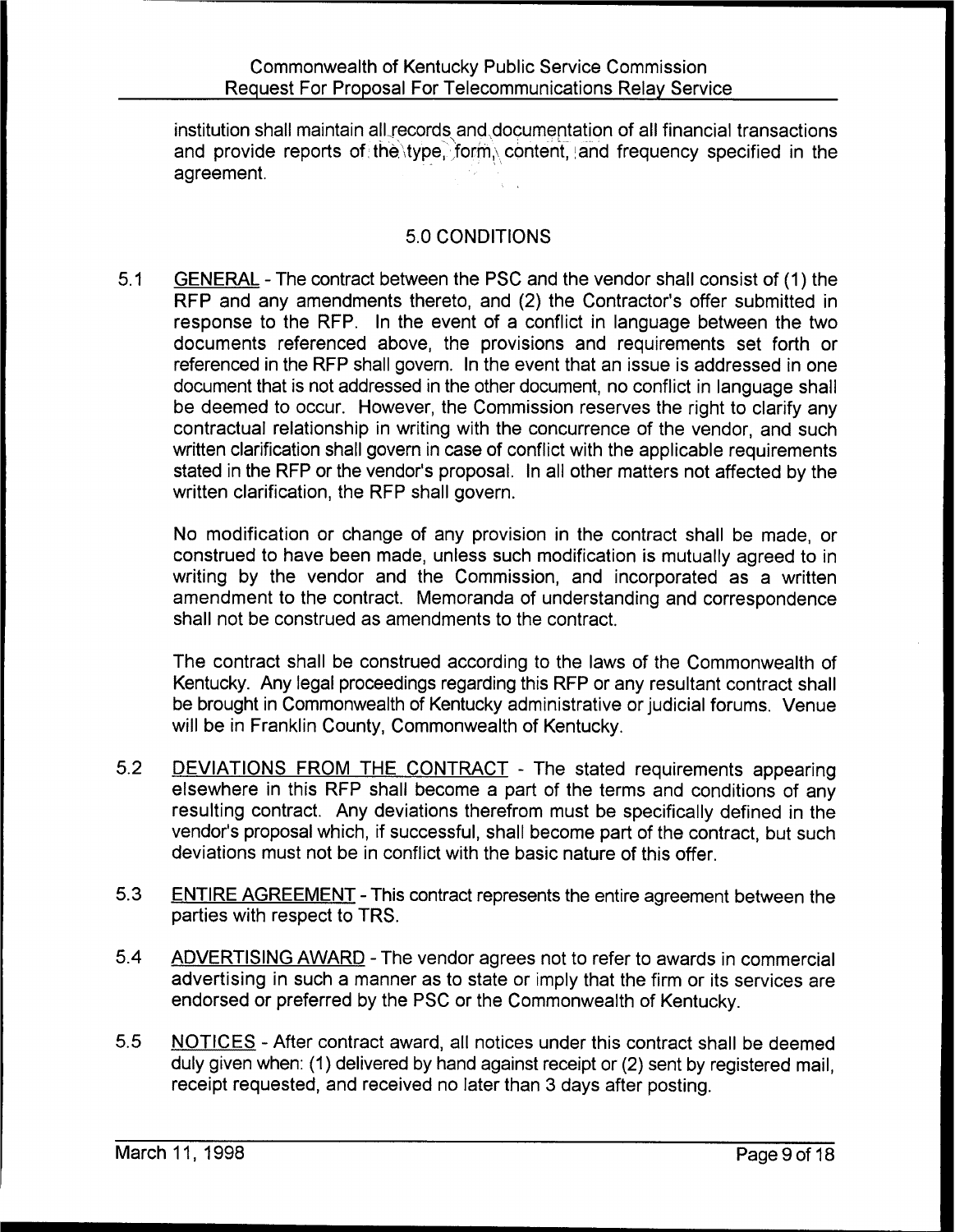institution shall maintain all records and documentation of all financial transactions and provide reports of the type, form, content, and frequency specified in the agreement.

## 5.0 CONDITIONS

5.1 GENERAL - The contract between the PSC and the vendor shall consist of (1) the RFP and any amendments thereto, and (2) the Contractor's offer submitted in response to the RFP. In the event of a conflict in language between the two documents referenced above, the provisions and requirements set forth or referenced in the RFP shall govern. In the event that an issue is addressed in one document that is not addressed in the other document, no conflict in language shall be deemed to occur. However, the Commission reserves the right to clarify any contractual relationship in writing with the concurrence of the vendor, and such written clarification shall govern in case of conflict with the applicable requirements stated in the RFP or the vendor's proposal. In all other matters not affected by the written clarification, the RFP shall govern.

No modification or change of any provision in the contract shall be made, or construed to have been made, unless such modification is mutually agreed to in writing by the vendor and the Commission, and incorporated as a written amendment to the contract. Memoranda of understanding and correspondence shall not be construed as amendments to the contract.

The contract shall be construed according to the laws of the Commonwealth of Kentucky. Any legal proceedings regarding this RFP or any resultant contract shall be brought in Commonwealth of Kentucky administrative or judicial forums. Venue will be in Franklin County, Commonwealth of Kentucky.

5.2 DEVIATIONS FROM THE CONTRACT - The stated requirements appearing elsewhere in this RFP shall become a part of the terms and conditions of any resulting contract. Any deviations therefrom must be specifically defined in the vendor's proposal which, if successful, shall become part of the contract, but such deviations must not be in conflict with the basic nature of this offer.

5.3 ENTIRE AGREEMENT - This contract represents the entire agreement between the parties with respect to TRS.

5.4 ADVERTISING AWARD - The vendor agrees not to refer to awards in commercial advertising in such a manner as to state or imply that the firm or its services are endorsed or preferred by the PSC or the Commonwealth of Kentucky.

5.5 NOTICES - After contract award, all notices under this contract shall be deemed duly given when: (1) delivered by hand against receipt or (2) sent by registered mail, receipt requested, and received no later than 3 days after posting.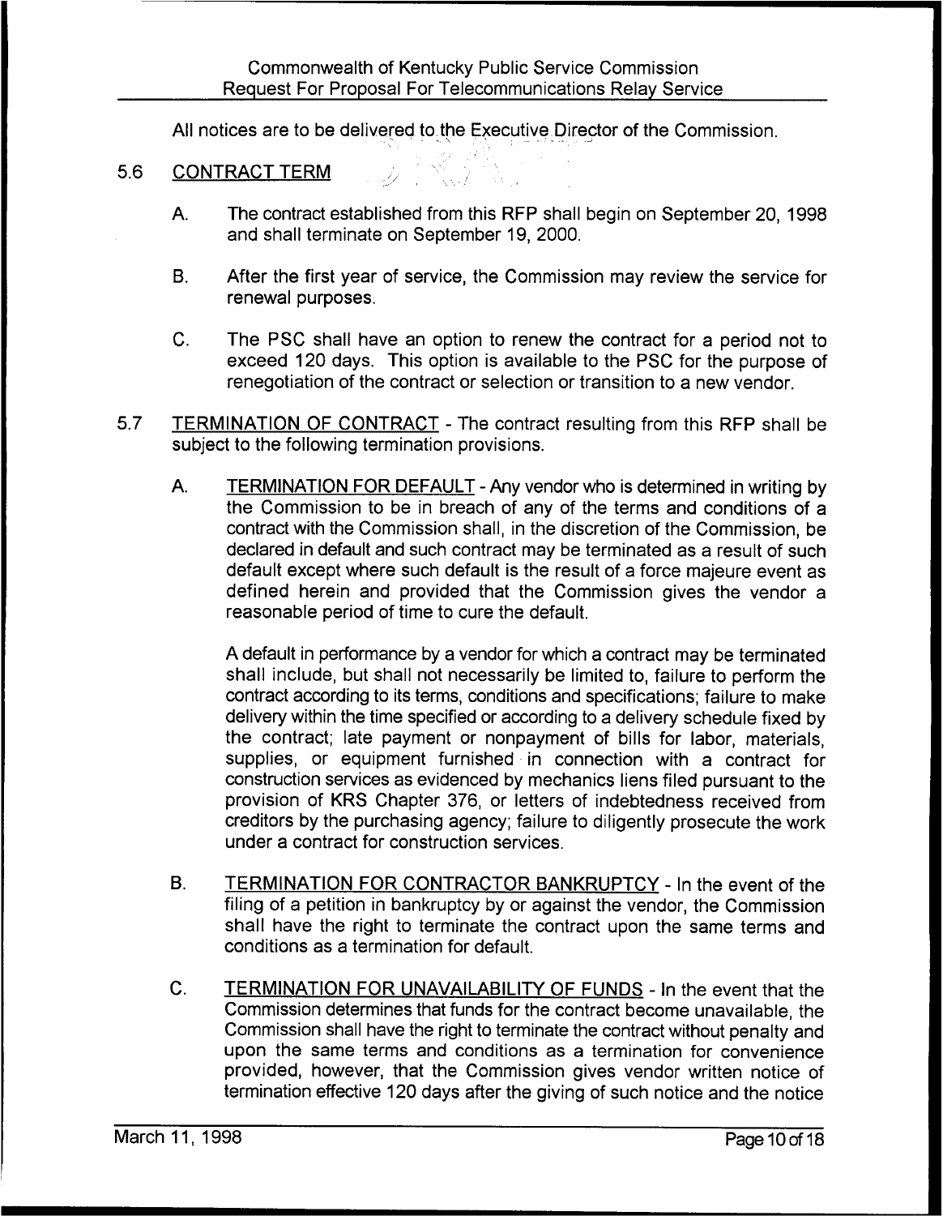All notices are to be delivered to the Executive Director of the Commission.

## 5.6 CONTRACT TERM

A. The contract established from this RFP shall begin on September 20, 1998 and shall terminate on September 19, 2000.

B. After the first year of service, the Commission may review the service for renewal purposes.

C. The PSC shall have an option to renew the contract for a period not to exceed 120 days. This option is available to the PSC for the purpose of renegotiation of the contract or selection or transition to a new vendor.

## 5.7 TERMINATION OF CONTRACT - The contract resulting from this RFP shall be subject to the following termination provisions.

A. TERMINATION FOR DEFAULT - Any vendor who is determined in writing by the Commission to be in breach of any of the terms and conditions of a contract with the Commission shall, in the discretion of the Commission, be declared in default and such contract may be terminated as a result of such default except where such default is the result of a force majeure event as defined herein and provided that the Commission gives the vendor a reasonable period of time to cure the default.

A default in performance by a vendor for which a contract may be terminated shall include, but shall not necessarily be limited to, failure to perform the contract according to its terms, conditions and specifications; failure to make delivery within the time specified or according to a delivery schedule fixed by the contract; late payment or nonpayment of bills for labor, materials, supplies, or equipment furnished in connection with a contract for construction services as evidenced by mechanics liens filed pursuant to the provision of KRS Chapter 376, or letters of indebtedness received from creditors by the purchasing agency; failure to diligently prosecute the work under a contract for construction services.

B. TERMINATION FOR CONTRACTOR BANKRUPTCY - In the event of the filing of a petition in bankruptcy by or against the vendor, the Commission shall have the right to terminate the contract upon the same terms and conditions as a termination for default.

C. TERMINATION FOR UNAVAILABILITY OF FUNDS - In the event that the Commission determines that funds for the contract become unavailable, the Commission shall have the right to terminate the contract without penalty and upon the same terms and conditions as a termination for convenience provided, however, that the Commission gives vendor written notice of termination effective 120 days after the giving of such notice and the notice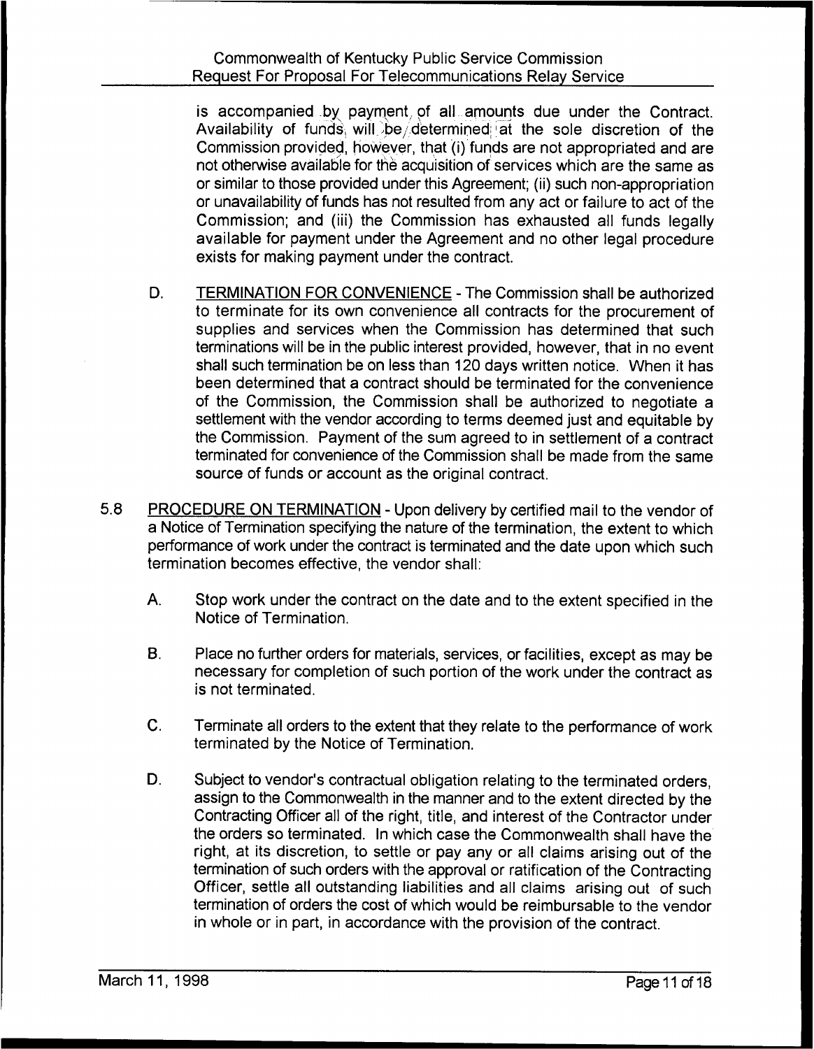is accompanied by payment of all amounts due under the Contract. Availability of funds will be determined at the sole discretion of the Commission provided, however, that (i) funds are not appropriated and are not otherwise available for the acquisition of services which are the same as or similar to those provided under this Agreement; (ii) such non-appropriation or unavailability of funds has not resulted from any act or failure to act of the Commission; and (iii) the Commission has exhausted all funds legally available for payment under the Agreement and no other legal procedure exists for making payment under the contract.

D. TERMINATION FOR CONVENIENCE - The Commission shall be authorized to terminate for its own convenience all contracts for the procurement of supplies and services when the Commission has determined that such terminations will be in the public interest provided, however, that in no event shall such termination be on less than 120 days written notice. When it has been determined that a contract should be terminated for the convenience of the Commission, the Commission shall be authorized to negotiate a settlement with the vendor according to terms deemed just and equitable by the Commission. Payment of the sum agreed to in settlement of a contract terminated for convenience of the Commission shall be made from the same source of funds or account as the original contract.

5.8 PROCEDURE ON TERMINATION - Upon delivery by certified mail to the vendor of a Notice of Termination specifying the nature of the termination, the extent to which performance of work under the contract is terminated and the date upon which such termination becomes effective, the vendor shall:

A. Stop work under the contract on the date and to the extent specified in the Notice of Termination.

B. Place no further orders for materials, services, or facilities, except as may be necessary for completion of such portion of the work under the contract as is not terminated.

C. Terminate all orders to the extent that they relate to the performance of work terminated by the Notice of Termination.

D. Subject to vendor's contractual obligation relating to the terminated orders, assign to the Commonwealth in the manner and to the extent directed by the Contracting Officer all of the right, title, and interest of the Contractor under the orders so terminated. In which case the Commonwealth shall have the right, at its discretion, to settle or pay any or all claims arising out of the termination of such orders with the approval or ratification of the Contracting Officer, settle all outstanding liabilities and all claims arising out of such termination of orders the cost of which would be reimbursable to the vendor in whole or in part, in accordance with the provision of the contract.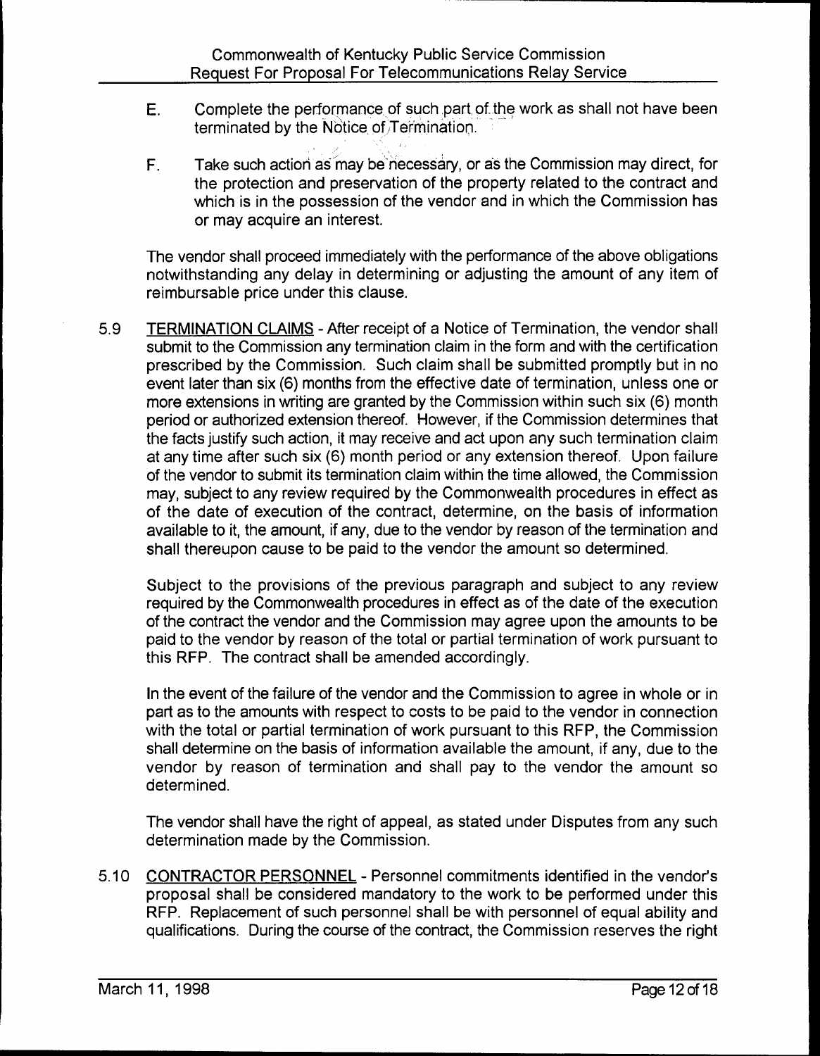E. Complete the performance of such part of the work as shall not have been terminated by the Notice of Termination.

F. Take such action as may be necessary, or as the Commission may direct, for the protection and preservation of the property related to the contract and which is in the possession of the vendor and in which the Commission has or may acquire an interest.

The vendor shall proceed immediately with the performance of the above obligations notwithstanding any delay in determining or adjusting the amount of any item of reimbursable price under this clause.

5.9 TERMINATION CLAIMS - After receipt of a Notice of Termination, the vendor shall submit to the Commission any termination claim in the form and with the certification prescribed by the Commission. Such claim shall be submitted promptly but in no event later than six (6) months from the effective date of termination, unless one or more extensions in writing are granted by the Commission within such six (6) month period or authorized extension thereof. However, if the Commission determines that the facts justify such action, it may receive and act upon any such termination claim at any time after such six (6) month period or any extension thereof. Upon failure of the vendor to submit its termination claim within the time allowed, the Commission may, subject to any review required by the Commonwealth procedures in effect as of the date of execution of the contract, determine, on the basis of information available to it, the amount, if any, due to the vendor by reason of the termination and shall thereupon cause to be paid to the vendor the amount so determined.

Subject to the provisions of the previous paragraph and subject to any review required by the Commonwealth procedures in effect as of the date of the execution of the contract the vendor and the Commission may agree upon the amounts to be paid to the vendor by reason of the total or partial termination of work pursuant to this RFP. The contract shall be amended accordingly.

In the event of the failure of the vendor and the Commission to agree in whole or in part as to the amounts with respect to costs to be paid to the vendor in connection with the total or partial termination of work pursuant to this RFP, the Commission shall determine on the basis of information available the amount, if any, due to the vendor by reason of termination and shall pay to the vendor the amount so determined.

The vendor shall have the right of appeal, as stated under Disputes from any such determination made by the Commission.

5.10 CONTRACTOR PERSONNEL - Personnel commitments identified in the vendor's proposal shall be considered mandatory to the work to be performed under this RFP. Replacement of such personnel shall be with personnel of equal ability and qualifications. During the course of the contract, the Commission reserves the right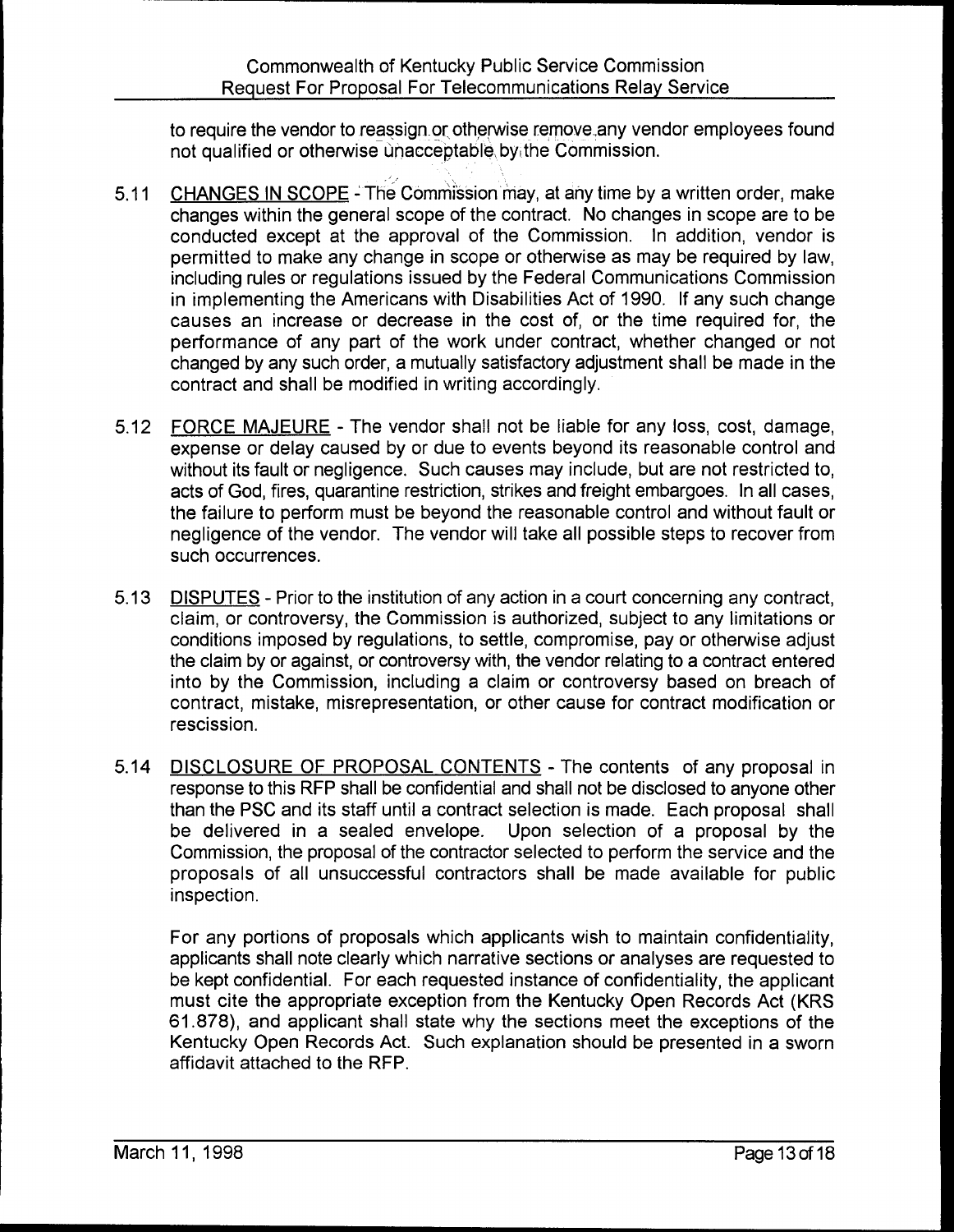to require the vendor to reassign or otherwise remove any vendor employees found not qualified or otherwise unacceptable by the Commission.

5.11 <u>CHANGES IN SCOPE</u> - The Commission may, at any time by a written order, make changes within the general scope of the contract. No changes in scope are to be conducted except at the approval of the Commission. In addition, vendor is permitted to make any change in scope or otherwise as may be required by law, including rules or regulations issued by the Federal Communications Commission in implementing the Americans with Disabilities Act of 1990. If any such change causes an increase or decrease in the cost of, or the time required for, the performance of any part of the work under contract, whether changed or not changed by any such order, a mutually satisfactory adjustment shall be made in the contract and shall be modified in writing accordingly.

5.12 <u>FORCE MAJEURE</u> - The vendor shall not be liable for any loss, cost, damage, expense or delay caused by or due to events beyond its reasonable control and without its fault or negligence. Such causes may include, but are not restricted to, acts of God, fires, quarantine restriction, strikes and freight embargoes. In all cases, the failure to perform must be beyond the reasonable control and without fault or negligence of the vendor. The vendor will take all possible steps to recover from such occurrences.

5.13 <u>DISPUTES</u> - Prior to the institution of any action in a court concerning any contract, claim, or controversy, the Commission is authorized, subject to any limitations or conditions imposed by regulations, to settle, compromise, pay or otherwise adjust the claim by or against, or controversy with, the vendor relating to a contract entered into by the Commission, including a claim or controversy based on breach of contract, mistake, misrepresentation, or other cause for contract modification or rescission.

5.14 <u>DISCLOSURE OF PROPOSAL CONTENTS</u> - The contents of any proposal in response to this RFP shall be confidential and shall not be disclosed to anyone other than the PSC and its staff until a contract selection is made. Each proposal shall be delivered in a sealed envelope. Upon selection of a proposal by the Commission, the proposal of the contractor selected to perform the service and the proposals of all unsuccessful contractors shall be made available for public inspection.

For any portions of proposals which applicants wish to maintain confidentiality, applicants shall note clearly which narrative sections or analyses are requested to be kept confidential. For each requested instance of confidentiality, the applicant must cite the appropriate exception from the Kentucky Open Records Act (KRS 61.878), and applicant shall state why the sections meet the exceptions of the Kentucky Open Records Act. Such explanation should be presented in a sworn affidavit attached to the RFP.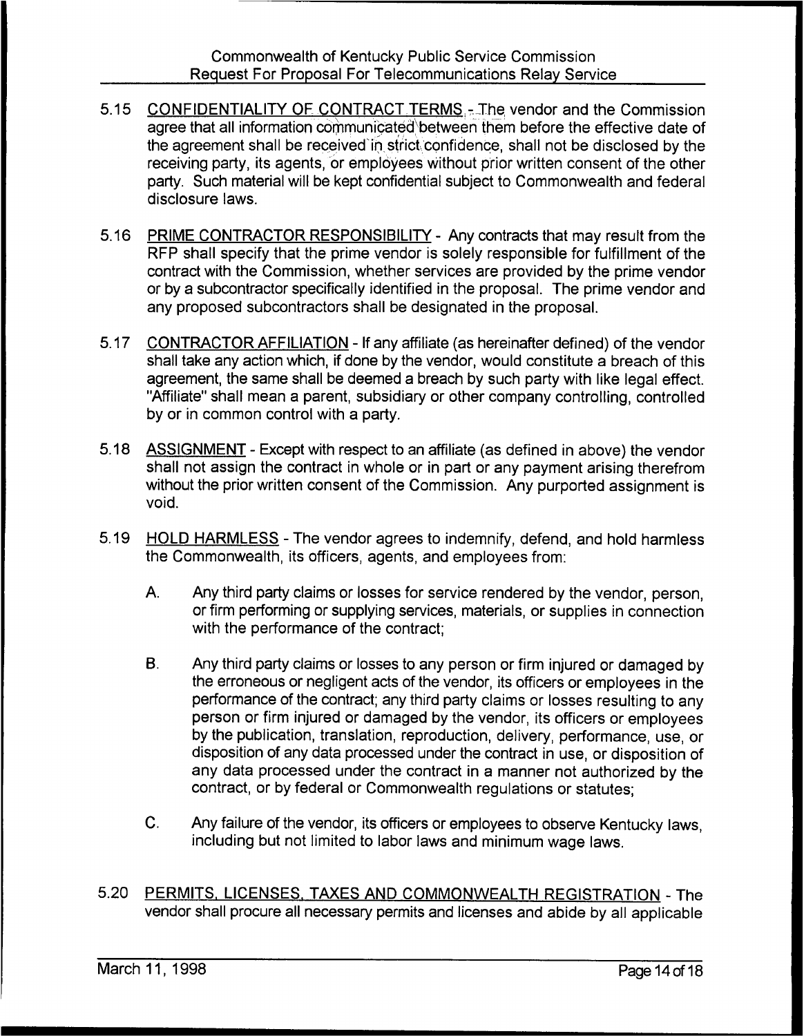5.15 CONFIDENTIALITY OF CONTRACT TERMS - The vendor and the Commission agree that all information communicated between them before the effective date of the agreement shall be received in strict confidence, shall not be disclosed by the receiving party, its agents, or employees without prior written consent of the other party. Such material will be kept confidential subject to Commonwealth and federal disclosure laws.

5.16 PRIME CONTRACTOR RESPONSIBILITY - Any contracts that may result from the RFP shall specify that the prime vendor is solely responsible for fulfillment of the contract with the Commission, whether services are provided by the prime vendor or by a subcontractor specifically identified in the proposal. The prime vendor and any proposed subcontractors shall be designated in the proposal.

5.17 CONTRACTOR AFFILIATION - If any affiliate (as hereinafter defined) of the vendor shall take any action which, if done by the vendor, would constitute a breach of this agreement, the same shall be deemed a breach by such party with like legal effect. "Affiliate" shall mean a parent, subsidiary or other company controlling, controlled by or in common control with a party.

5.18 ASSIGNMENT - Except with respect to an affiliate (as defined in above) the vendor shall not assign the contract in whole or in part or any payment arising therefrom without the prior written consent of the Commission. Any purported assignment is void.

5.19 HOLD HARMLESS - The vendor agrees to indemnify, defend, and hold harmless the Commonwealth, its officers, agents, and employees from:

A. Any third party claims or losses for service rendered by the vendor, person, or firm performing or supplying services, materials, or supplies in connection with the performance of the contract;

B. Any third party claims or losses to any person or firm injured or damaged by the erroneous or negligent acts of the vendor, its officers or employees in the performance of the contract; any third party claims or losses resulting to any person or firm injured or damaged by the vendor, its officers or employees by the publication, translation, reproduction, delivery, performance, use, or disposition of any data processed under the contract in use, or disposition of any data processed under the contract in a manner not authorized by the contract, or by federal or Commonwealth regulations or statutes;

C. Any failure of the vendor, its officers or employees to observe Kentucky laws, including but not limited to labor laws and minimum wage laws.

5.20 PERMITS, LICENSES, TAXES AND COMMONWEALTH REGISTRATION - The vendor shall procure all necessary permits and licenses and abide by all applicable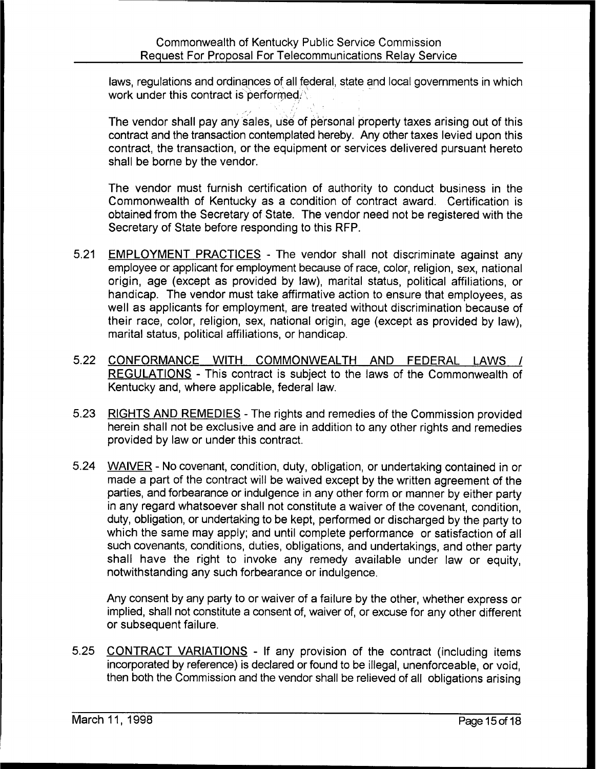laws, regulations and ordinances of all federal, state and local governments in which work under this contract is performed.

The vendor shall pay any sales, use of personal property taxes arising out of this contract and the transaction contemplated hereby. Any other taxes levied upon this contract, the transaction, or the equipment or services delivered pursuant hereto shall be borne by the vendor.

The vendor must furnish certification of authority to conduct business in the Commonwealth of Kentucky as a condition of contract award. Certification is obtained from the Secretary of State. The vendor need not be registered with the Secretary of State before responding to this RFP.

5.21 EMPLOYMENT PRACTICES - The vendor shall not discriminate against any employee or applicant for employment because of race, color, religion, sex, national origin, age (except as provided by law), marital status, political affiliations, or handicap. The vendor must take affirmative action to ensure that employees, as well as applicants for employment, are treated without discrimination because of their race, color, religion, sex, national origin, age (except as provided by law), marital status, political affiliations, or handicap.

5.22 CONFORMANCE WITH COMMONWEALTH AND FEDERAL LAWS / REGULATIONS - This contract is subject to the laws of the Commonwealth of Kentucky and, where applicable, federal law.

5.23 RIGHTS AND REMEDIES - The rights and remedies of the Commission provided herein shall not be exclusive and are in addition to any other rights and remedies provided by law or under this contract.

5.24 WAIVER - No covenant, condition, duty, obligation, or undertaking contained in or made a part of the contract will be waived except by the written agreement of the parties, and forbearance or indulgence in any other form or manner by either party in any regard whatsoever shall not constitute a waiver of the covenant, condition, duty, obligation, or undertaking to be kept, performed or discharged by the party to which the same may apply; and until complete performance or satisfaction of all such covenants, conditions, duties, obligations, and undertakings, and other party shall have the right to invoke any remedy available under law or equity, notwithstanding any such forbearance or indulgence.

Any consent by any party to or waiver of a failure by the other, whether express or implied, shall not constitute a consent of, waiver of, or excuse for any other different or subsequent failure.

5.25 CONTRACT VARIATIONS - If any provision of the contract (including items incorporated by reference) is declared or found to be illegal, unenforceable, or void, then both the Commission and the vendor shall be relieved of all obligations arising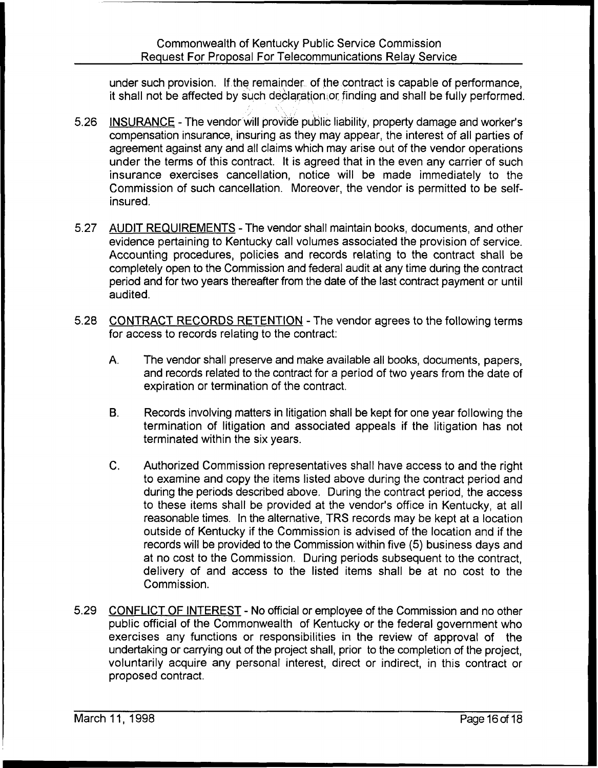under such provision. If the remainder of the contract is capable of performance, it shall not be affected by such declaration or finding and shall be fully performed.

5.26 INSURANCE - The vendor will provide public liability, property damage and worker's compensation insurance, insuring as they may appear, the interest of all parties of agreement against any and all claims which may arise out of the vendor operations under the terms of this contract. It is agreed that in the even any carrier of such insurance exercises cancellation, notice will be made immediately to the Commission of such cancellation. Moreover, the vendor is permitted to be self-insured.

5.27 AUDIT REQUIREMENTS - The vendor shall maintain books, documents, and other evidence pertaining to Kentucky call volumes associated the provision of service. Accounting procedures, policies and records relating to the contract shall be completely open to the Commission and federal audit at any time during the contract period and for two years thereafter from the date of the last contract payment or until audited.

5.28 CONTRACT RECORDS RETENTION - The vendor agrees to the following terms for access to records relating to the contract:

A. The vendor shall preserve and make available all books, documents, papers, and records related to the contract for a period of two years from the date of expiration or termination of the contract.

B. Records involving matters in litigation shall be kept for one year following the termination of litigation and associated appeals if the litigation has not terminated within the six years.

C. Authorized Commission representatives shall have access to and the right to examine and copy the items listed above during the contract period and during the periods described above. During the contract period, the access to these items shall be provided at the vendor's office in Kentucky, at all reasonable times. In the alternative, TRS records may be kept at a location outside of Kentucky if the Commission is advised of the location and if the records will be provided to the Commission within five (5) business days and at no cost to the Commission. During periods subsequent to the contract, delivery of and access to the listed items shall be at no cost to the Commission.

5.29 CONFLICT OF INTEREST - No official or employee of the Commission and no other public official of the Commonwealth of Kentucky or the federal government who exercises any functions or responsibilities in the review of approval of the undertaking or carrying out of the project shall, prior to the completion of the project, voluntarily acquire any personal interest, direct or indirect, in this contract or proposed contract.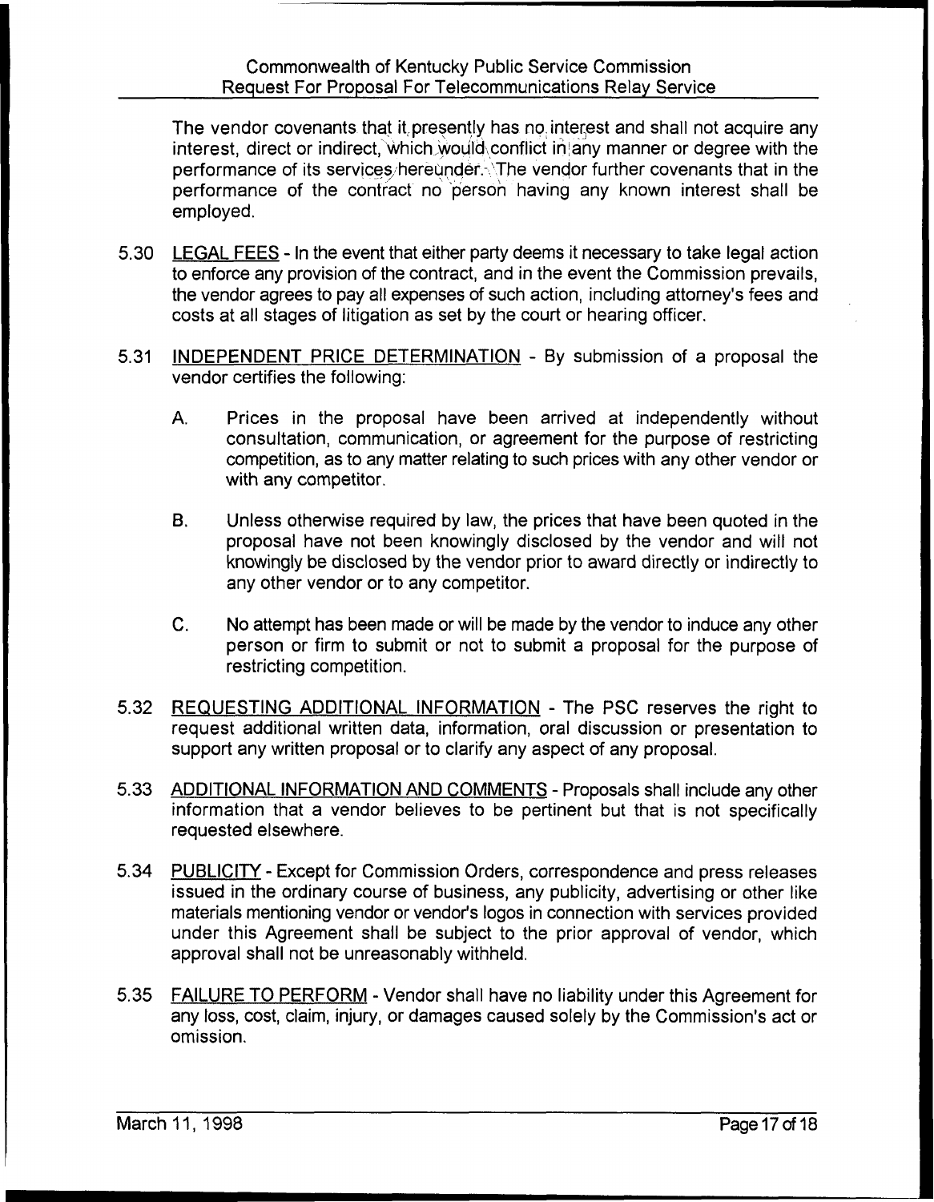The vendor covenants that it presently has no interest and shall not acquire any interest, direct or indirect, which would conflict in any manner or degree with the performance of its services hereunder. The vendor further covenants that in the performance of the contract no person having any known interest shall be employed.

5.30 <u>LEGAL FEES</u> - In the event that either party deems it necessary to take legal action to enforce any provision of the contract, and in the event the Commission prevails, the vendor agrees to pay all expenses of such action, including attorney's fees and costs at all stages of litigation as set by the court or hearing officer.

5.31 <u>INDEPENDENT PRICE DETERMINATION</u> - By submission of a proposal the vendor certifies the following:

A. Prices in the proposal have been arrived at independently without consultation, communication, or agreement for the purpose of restricting competition, as to any matter relating to such prices with any other vendor or with any competitor.

B. Unless otherwise required by law, the prices that have been quoted in the proposal have not been knowingly disclosed by the vendor and will not knowingly be disclosed by the vendor prior to award directly or indirectly to any other vendor or to any competitor.

C. No attempt has been made or will be made by the vendor to induce any other person or firm to submit or not to submit a proposal for the purpose of restricting competition.

5.32 <u>REQUESTING ADDITIONAL INFORMATION</u> - The PSC reserves the right to request additional written data, information, oral discussion or presentation to support any written proposal or to clarify any aspect of any proposal.

5.33 <u>ADDITIONAL INFORMATION AND COMMENTS</u> - Proposals shall include any other information that a vendor believes to be pertinent but that is not specifically requested elsewhere.

5.34 <u>PUBLICITY</u> - Except for Commission Orders, correspondence and press releases issued in the ordinary course of business, any publicity, advertising or other like materials mentioning vendor or vendor's logos in connection with services provided under this Agreement shall be subject to the prior approval of vendor, which approval shall not be unreasonably withheld.

5.35 <u>FAILURE TO PERFORM</u> - Vendor shall have no liability under this Agreement for any loss, cost, claim, injury, or damages caused solely by the Commission's act or omission.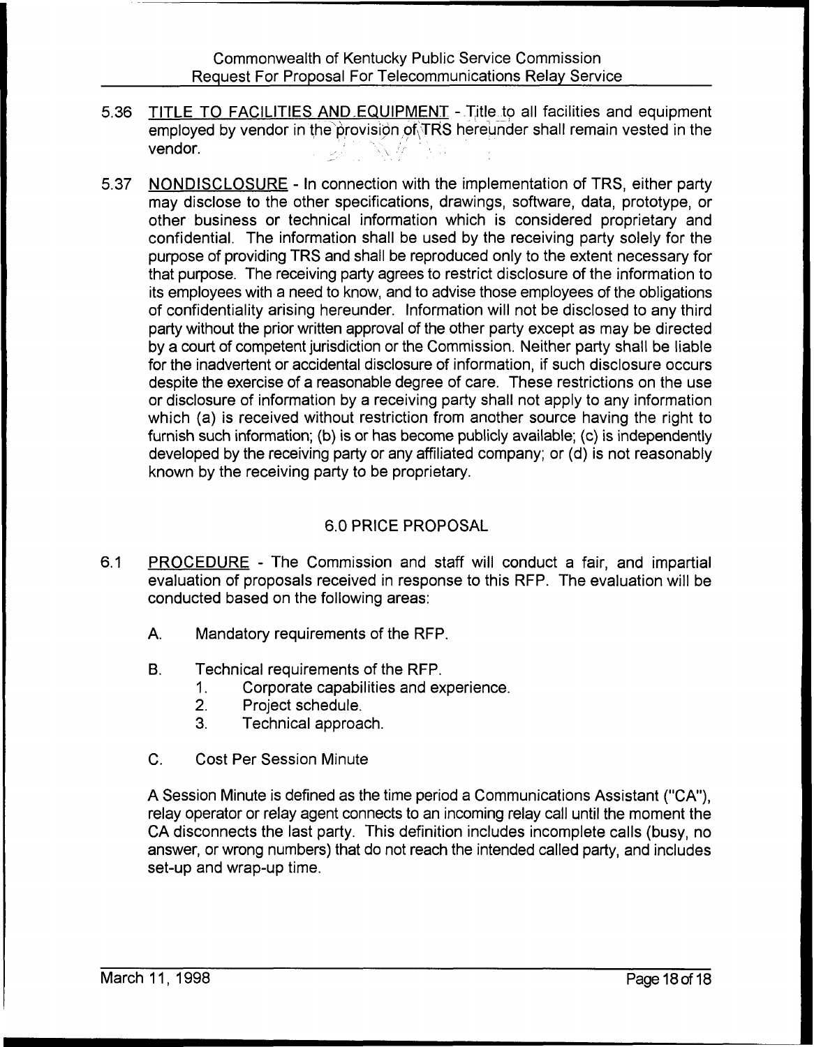5.36 TITLE TO FACILITIES AND EQUIPMENT - Title to all facilities and equipment employed by vendor in the provision of TRS hereunder shall remain vested in the vendor.

5.37 NONDISCLOSURE - In connection with the implementation of TRS, either party may disclose to the other specifications, drawings, software, data, prototype, or other business or technical information which is considered proprietary and confidential. The information shall be used by the receiving party solely for the purpose of providing TRS and shall be reproduced only to the extent necessary for that purpose. The receiving party agrees to restrict disclosure of the information to its employees with a need to know, and to advise those employees of the obligations of confidentiality arising hereunder. Information will not be disclosed to any third party without the prior written approval of the other party except as may be directed by a court of competent jurisdiction or the Commission. Neither party shall be liable for the inadvertent or accidental disclosure of information, if such disclosure occurs despite the exercise of a reasonable degree of care. These restrictions on the use or disclosure of information by a receiving party shall not apply to any information which (a) is received without restriction from another source having the right to furnish such information; (b) is or has become publicly available; (c) is independently developed by the receiving party or any affiliated company; or (d) is not reasonably known by the receiving party to be proprietary.

## 6.0 PRICE PROPOSAL

6.1 PROCEDURE - The Commission and staff will conduct a fair, and impartial evaluation of proposals received in response to this RFP. The evaluation will be conducted based on the following areas:

A. Mandatory requirements of the RFP.

B. Technical requirements of the RFP.
   1. Corporate capabilities and experience.
   2. Project schedule.
   3. Technical approach.

C. Cost Per Session Minute

A Session Minute is defined as the time period a Communications Assistant ("CA"), relay operator or relay agent connects to an incoming relay call until the moment the CA disconnects the last party. This definition includes incomplete calls (busy, no answer, or wrong numbers) that do not reach the intended called party, and includes set-up and wrap-up time.